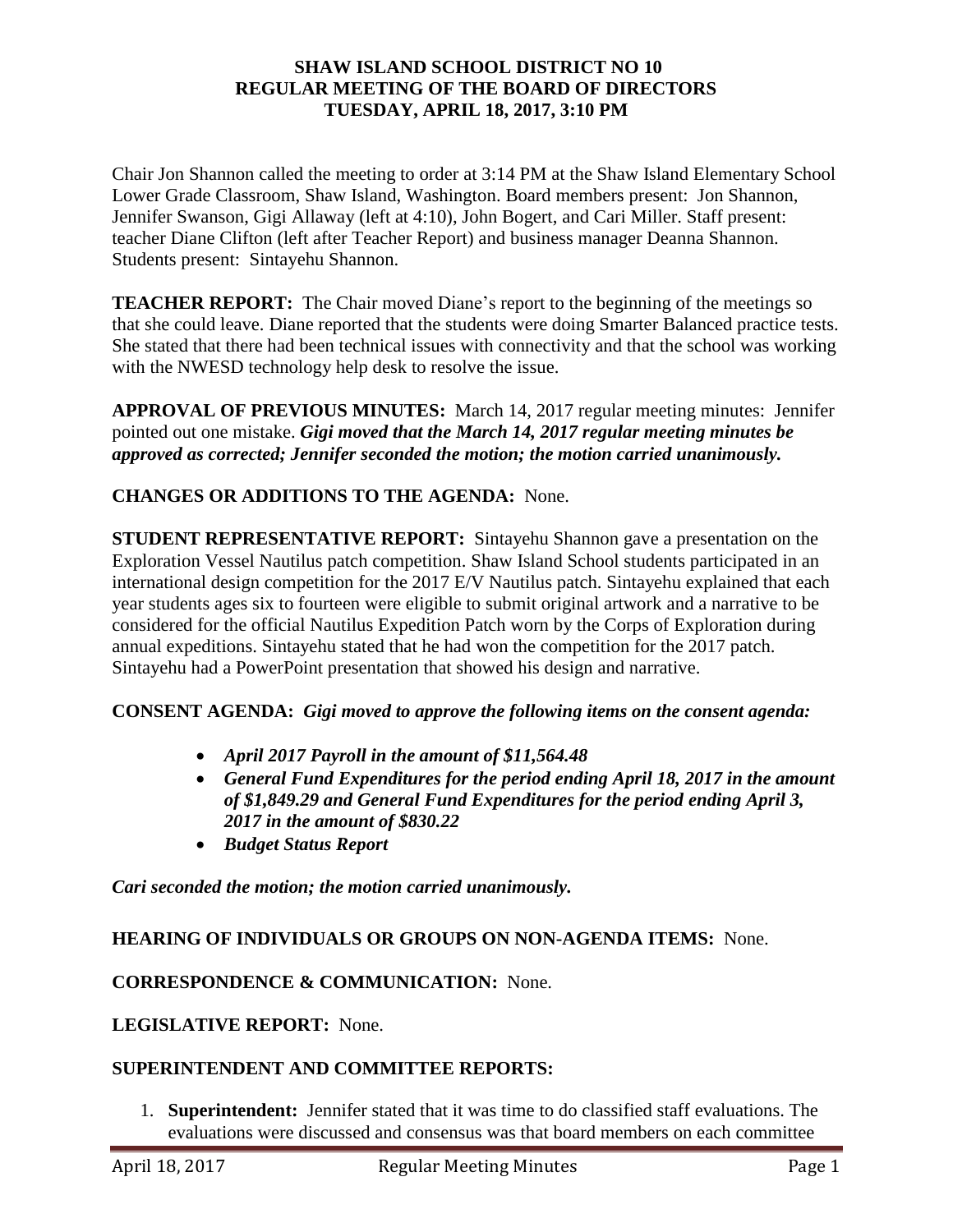**SHAW ISLAND SCHOOL DISTRICT NO 10**
**REGULAR MEETING OF THE BOARD OF DIRECTORS**
**TUESDAY, APRIL 18, 2017, 3:10 PM**

Chair Jon Shannon called the meeting to order at 3:14 PM at the Shaw Island Elementary School Lower Grade Classroom, Shaw Island, Washington. Board members present: Jon Shannon, Jennifer Swanson, Gigi Allaway (left at 4:10), John Bogert, and Cari Miller. Staff present: teacher Diane Clifton (left after Teacher Report) and business manager Deanna Shannon. Students present: Sintayehu Shannon.

**TEACHER REPORT:** The Chair moved Diane's report to the beginning of the meetings so that she could leave. Diane reported that the students were doing Smarter Balanced practice tests. She stated that there had been technical issues with connectivity and that the school was working with the NWESD technology help desk to resolve the issue.

**APPROVAL OF PREVIOUS MINUTES:** March 14, 2017 regular meeting minutes: Jennifer pointed out one mistake. ***Gigi moved that the March 14, 2017 regular meeting minutes be approved as corrected; Jennifer seconded the motion; the motion carried unanimously.***

**CHANGES OR ADDITIONS TO THE AGENDA:** None.

**STUDENT REPRESENTATIVE REPORT:** Sintayehu Shannon gave a presentation on the Exploration Vessel Nautilus patch competition. Shaw Island School students participated in an international design competition for the 2017 E/V Nautilus patch. Sintayehu explained that each year students ages six to fourteen were eligible to submit original artwork and a narrative to be considered for the official Nautilus Expedition Patch worn by the Corps of Exploration during annual expeditions. Sintayehu stated that he had won the competition for the 2017 patch. Sintayehu had a PowerPoint presentation that showed his design and narrative.

**CONSENT AGENDA:** ***Gigi moved to approve the following items on the consent agenda:***

- ***April 2017 Payroll in the amount of $11,564.48***
- ***General Fund Expenditures for the period ending April 18, 2017 in the amount of $1,849.29 and General Fund Expenditures for the period ending April 3, 2017 in the amount of $830.22***
- ***Budget Status Report***

***Cari seconded the motion; the motion carried unanimously.***

**HEARING OF INDIVIDUALS OR GROUPS ON NON-AGENDA ITEMS:** None.

**CORRESPONDENCE & COMMUNICATION:** None.

**LEGISLATIVE REPORT:** None.

**SUPERINTENDENT AND COMMITTEE REPORTS:**

1. **Superintendent:** Jennifer stated that it was time to do classified staff evaluations. The evaluations were discussed and consensus was that board members on each committee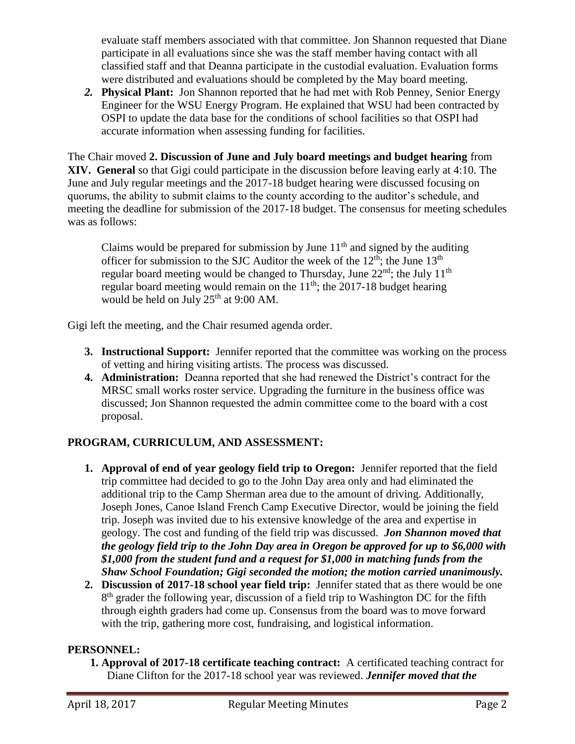evaluate staff members associated with that committee. Jon Shannon requested that Diane participate in all evaluations since she was the staff member having contact with all classified staff and that Deanna participate in the custodial evaluation. Evaluation forms were distributed and evaluations should be completed by the May board meeting.

2. **Physical Plant:** Jon Shannon reported that he had met with Rob Penney, Senior Energy Engineer for the WSU Energy Program. He explained that WSU had been contracted by OSPI to update the data base for the conditions of school facilities so that OSPI had accurate information when assessing funding for facilities.

The Chair moved **2. Discussion of June and July board meetings and budget hearing** from **XIV. General** so that Gigi could participate in the discussion before leaving early at 4:10. The June and July regular meetings and the 2017-18 budget hearing were discussed focusing on quorums, the ability to submit claims to the county according to the auditor's schedule, and meeting the deadline for submission of the 2017-18 budget. The consensus for meeting schedules was as follows:

> Claims would be prepared for submission by June 11th and signed by the auditing officer for submission to the SJC Auditor the week of the 12th; the June 13th regular board meeting would be changed to Thursday, June 22nd; the July 11th regular board meeting would remain on the 11th; the 2017-18 budget hearing would be held on July 25th at 9:00 AM.

Gigi left the meeting, and the Chair resumed agenda order.

3. **Instructional Support:** Jennifer reported that the committee was working on the process of vetting and hiring visiting artists. The process was discussed.
4. **Administration:** Deanna reported that she had renewed the District's contract for the MRSC small works roster service. Upgrading the furniture in the business office was discussed; Jon Shannon requested the admin committee come to the board with a cost proposal.

## PROGRAM, CURRICULUM, AND ASSESSMENT:

1. **Approval of end of year geology field trip to Oregon:** Jennifer reported that the field trip committee had decided to go to the John Day area only and had eliminated the additional trip to the Camp Sherman area due to the amount of driving. Additionally, Joseph Jones, Canoe Island French Camp Executive Director, would be joining the field trip. Joseph was invited due to his extensive knowledge of the area and expertise in geology. The cost and funding of the field trip was discussed. ***Jon Shannon moved that the geology field trip to the John Day area in Oregon be approved for up to $6,000 with $1,000 from the student fund and a request for $1,000 in matching funds from the Shaw School Foundation; Gigi seconded the motion; the motion carried unanimously.***
2. **Discussion of 2017-18 school year field trip:** Jennifer stated that as there would be one 8th grader the following year, discussion of a field trip to Washington DC for the fifth through eighth graders had come up. Consensus from the board was to move forward with the trip, gathering more cost, fundraising, and logistical information.

## PERSONNEL:

1. **Approval of 2017-18 certificate teaching contract:** A certificated teaching contract for Diane Clifton for the 2017-18 school year was reviewed. ***Jennifer moved that the***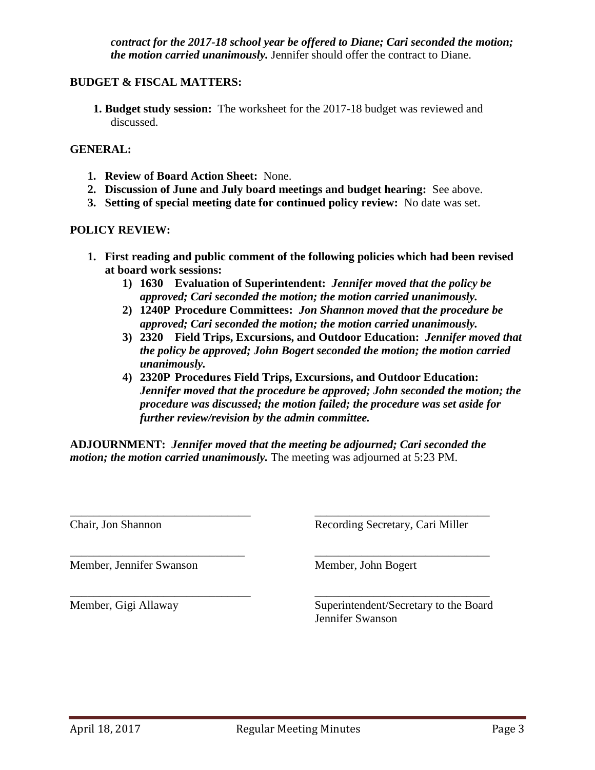*contract for the 2017-18 school year be offered to Diane; Cari seconded the motion; the motion carried unanimously.* Jennifer should offer the contract to Diane.

**BUDGET & FISCAL MATTERS:**

1. **Budget study session:** The worksheet for the 2017-18 budget was reviewed and discussed.

**GENERAL:**

1. **Review of Board Action Sheet:** None.
2. **Discussion of June and July board meetings and budget hearing:** See above.
3. **Setting of special meeting date for continued policy review:** No date was set.

**POLICY REVIEW:**

1. **First reading and public comment of the following policies which had been revised at board work sessions:**
   1) **1630 Evaluation of Superintendent:** ***Jennifer moved that the policy be approved; Cari seconded the motion; the motion carried unanimously.***
   2) **1240P Procedure Committees:** ***Jon Shannon moved that the procedure be approved; Cari seconded the motion; the motion carried unanimously.***
   3) **2320 Field Trips, Excursions, and Outdoor Education:** ***Jennifer moved that the policy be approved; John Bogert seconded the motion; the motion carried unanimously.***
   4) **2320P Procedures Field Trips, Excursions, and Outdoor Education:** ***Jennifer moved that the procedure be approved; John seconded the motion; the procedure was discussed; the motion failed; the procedure was set aside for further review/revision by the admin committee.***

**ADJOURNMENT:** ***Jennifer moved that the meeting be adjourned; Cari seconded the motion; the motion carried unanimously.*** The meeting was adjourned at 5:23 PM.

| | |
|---|---|
| \_\_\_\_\_\_\_\_\_\_\_\_\_\_\_\_\_\_\_\_\_\_\_\_\_\_\_\_\_\_ | \_\_\_\_\_\_\_\_\_\_\_\_\_\_\_\_\_\_\_\_\_\_\_\_\_\_\_\_\_\_ |
| Chair, Jon Shannon | Recording Secretary, Cari Miller |
| \_\_\_\_\_\_\_\_\_\_\_\_\_\_\_\_\_\_\_\_\_\_\_\_\_\_\_\_\_\_ | \_\_\_\_\_\_\_\_\_\_\_\_\_\_\_\_\_\_\_\_\_\_\_\_\_\_\_\_\_\_ |
| Member, Jennifer Swanson | Member, John Bogert |
| \_\_\_\_\_\_\_\_\_\_\_\_\_\_\_\_\_\_\_\_\_\_\_\_\_\_\_\_\_\_ | \_\_\_\_\_\_\_\_\_\_\_\_\_\_\_\_\_\_\_\_\_\_\_\_\_\_\_\_\_\_ |
| Member, Gigi Allaway | Superintendent/Secretary to the Board Jennifer Swanson |